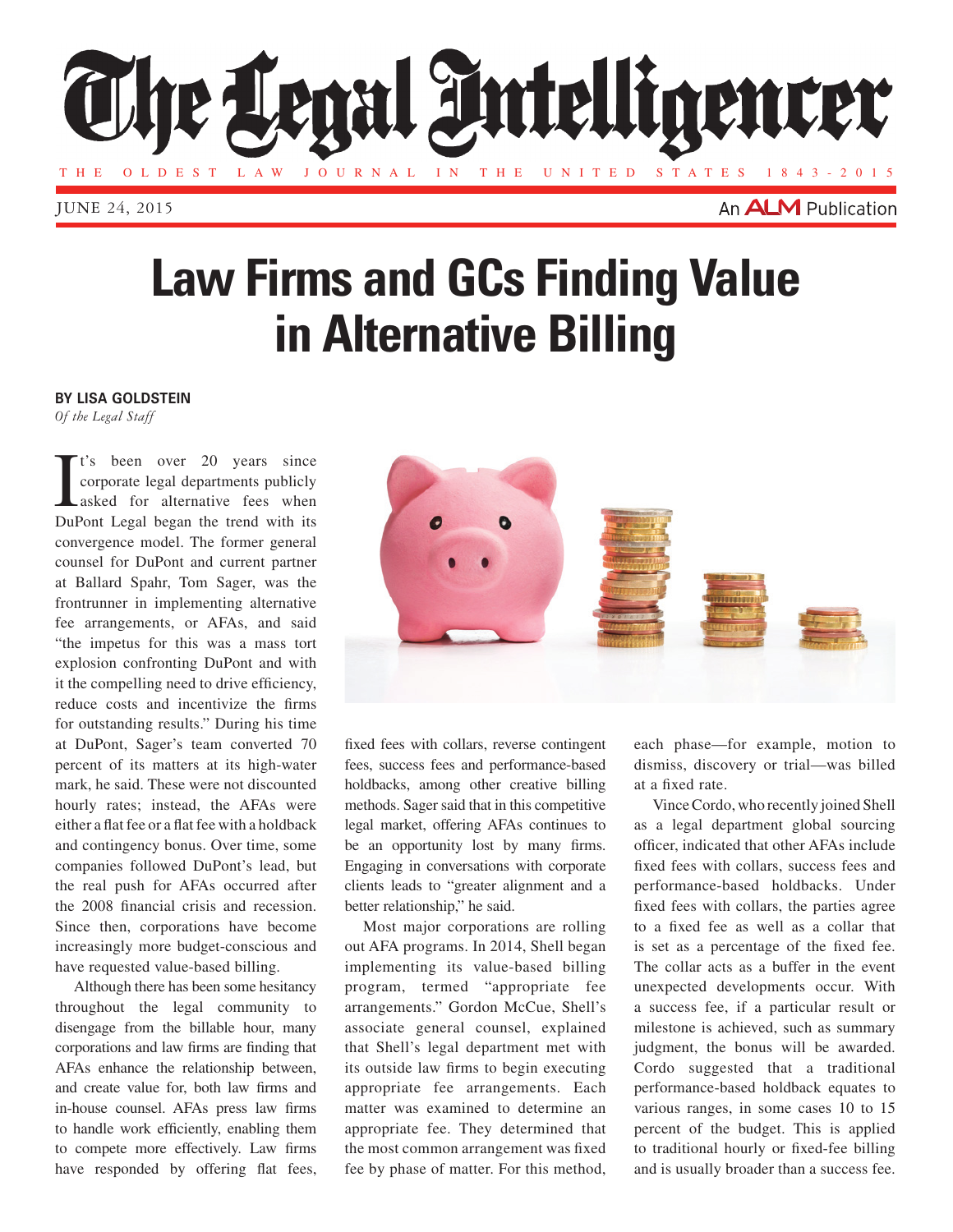# The Legal Intelligencer

THE OLDEST LAW JOURNAL IN THE UNITED STATES 1843-2015

JUNE 24, 2015

An ALM Publication

# Law Firms and GCs Finding Value in Alternative Billing

**BY LISA GOLDSTEIN**
*Of the Legal Staff*

It's been over 20 years since corporate legal departments publicly asked for alternative fees when DuPont Legal began the trend with its convergence model. The former general counsel for DuPont and current partner at Ballard Spahr, Tom Sager, was the frontrunner in implementing alternative fee arrangements, or AFAs, and said "the impetus for this was a mass tort explosion confronting DuPont and with it the compelling need to drive efficiency, reduce costs and incentivize the firms for outstanding results." During his time at DuPont, Sager's team converted 70 percent of its matters at its high-water mark, he said. These were not discounted hourly rates; instead, the AFAs were either a flat fee or a flat fee with a holdback and contingency bonus. Over time, some companies followed DuPont's lead, but the real push for AFAs occurred after the 2008 financial crisis and recession. Since then, corporations have become increasingly more budget-conscious and have requested value-based billing.

Although there has been some hesitancy throughout the legal community to disengage from the billable hour, many corporations and law firms are finding that AFAs enhance the relationship between, and create value for, both law firms and in-house counsel. AFAs press law firms to handle work efficiently, enabling them to compete more effectively. Law firms have responded by offering flat fees, fixed fees with collars, reverse contingent fees, success fees and performance-based holdbacks, among other creative billing methods. Sager said that in this competitive legal market, offering AFAs continues to be an opportunity lost by many firms. Engaging in conversations with corporate clients leads to "greater alignment and a better relationship," he said.

Most major corporations are rolling out AFA programs. In 2014, Shell began implementing its value-based billing program, termed "appropriate fee arrangements." Gordon McCue, Shell's associate general counsel, explained that Shell's legal department met with its outside law firms to begin executing appropriate fee arrangements. Each matter was examined to determine an appropriate fee. They determined that the most common arrangement was fixed fee by phase of matter. For this method, each phase—for example, motion to dismiss, discovery or trial—was billed at a fixed rate.

Vince Cordo, who recently joined Shell as a legal department global sourcing officer, indicated that other AFAs include fixed fees with collars, success fees and performance-based holdbacks. Under fixed fees with collars, the parties agree to a fixed fee as well as a collar that is set as a percentage of the fixed fee. The collar acts as a buffer in the event unexpected developments occur. With a success fee, if a particular result or milestone is achieved, such as summary judgment, the bonus will be awarded. Cordo suggested that a traditional performance-based holdback equates to various ranges, in some cases 10 to 15 percent of the budget. This is applied to traditional hourly or fixed-fee billing and is usually broader than a success fee.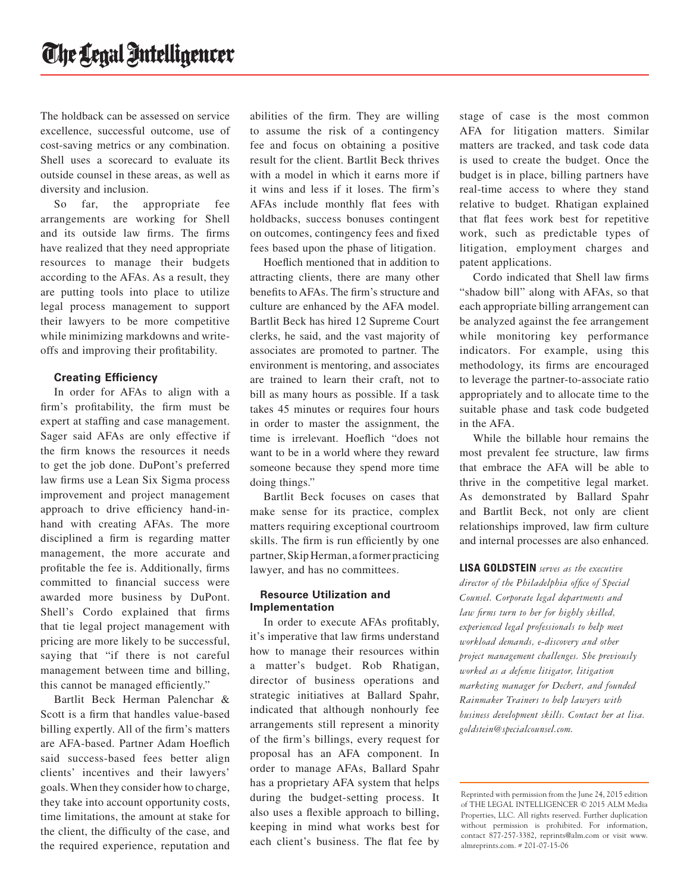The holdback can be assessed on service excellence, successful outcome, use of cost-saving metrics or any combination. Shell uses a scorecard to evaluate its outside counsel in these areas, as well as diversity and inclusion.

So far, the appropriate fee arrangements are working for Shell and its outside law firms. The firms have realized that they need appropriate resources to manage their budgets according to the AFAs. As a result, they are putting tools into place to utilize legal process management to support their lawyers to be more competitive while minimizing markdowns and write-offs and improving their profitability.

### Creating Efficiency

In order for AFAs to align with a firm's profitability, the firm must be expert at staffing and case management. Sager said AFAs are only effective if the firm knows the resources it needs to get the job done. DuPont's preferred law firms use a Lean Six Sigma process improvement and project management approach to drive efficiency hand-in-hand with creating AFAs. The more disciplined a firm is regarding matter management, the more accurate and profitable the fee is. Additionally, firms committed to financial success were awarded more business by DuPont. Shell's Cordo explained that firms that tie legal project management with pricing are more likely to be successful, saying that "if there is not careful management between time and billing, this cannot be managed efficiently."

Bartlit Beck Herman Palenchar & Scott is a firm that handles value-based billing expertly. All of the firm's matters are AFA-based. Partner Adam Hoeflich said success-based fees better align clients' incentives and their lawyers' goals. When they consider how to charge, they take into account opportunity costs, time limitations, the amount at stake for the client, the difficulty of the case, and the required experience, reputation and abilities of the firm. They are willing to assume the risk of a contingency fee and focus on obtaining a positive result for the client. Bartlit Beck thrives with a model in which it earns more if it wins and less if it loses. The firm's AFAs include monthly flat fees with holdbacks, success bonuses contingent on outcomes, contingency fees and fixed fees based upon the phase of litigation.

Hoeflich mentioned that in addition to attracting clients, there are many other benefits to AFAs. The firm's structure and culture are enhanced by the AFA model. Bartlit Beck has hired 12 Supreme Court clerks, he said, and the vast majority of associates are promoted to partner. The environment is mentoring, and associates are trained to learn their craft, not to bill as many hours as possible. If a task takes 45 minutes or requires four hours in order to master the assignment, the time is irrelevant. Hoeflich "does not want to be in a world where they reward someone because they spend more time doing things."

Bartlit Beck focuses on cases that make sense for its practice, complex matters requiring exceptional courtroom skills. The firm is run efficiently by one partner, Skip Herman, a former practicing lawyer, and has no committees.

### Resource Utilization and Implementation

In order to execute AFAs profitably, it's imperative that law firms understand how to manage their resources within a matter's budget. Rob Rhatigan, director of business operations and strategic initiatives at Ballard Spahr, indicated that although nonhourly fee arrangements still represent a minority of the firm's billings, every request for proposal has an AFA component. In order to manage AFAs, Ballard Spahr has a proprietary AFA system that helps during the budget-setting process. It also uses a flexible approach to billing, keeping in mind what works best for each client's business. The flat fee by stage of case is the most common AFA for litigation matters. Similar matters are tracked, and task code data is used to create the budget. Once the budget is in place, billing partners have real-time access to where they stand relative to budget. Rhatigan explained that flat fees work best for repetitive work, such as predictable types of litigation, employment charges and patent applications.

Cordo indicated that Shell law firms "shadow bill" along with AFAs, so that each appropriate billing arrangement can be analyzed against the fee arrangement while monitoring key performance indicators. For example, using this methodology, its firms are encouraged to leverage the partner-to-associate ratio appropriately and to allocate time to the suitable phase and task code budgeted in the AFA.

While the billable hour remains the most prevalent fee structure, law firms that embrace the AFA will be able to thrive in the competitive legal market. As demonstrated by Ballard Spahr and Bartlit Beck, not only are client relationships improved, law firm culture and internal processes are also enhanced.

**LISA GOLDSTEIN** *serves as the executive director of the Philadelphia office of Special Counsel. Corporate legal departments and law firms turn to her for highly skilled, experienced legal professionals to help meet workload demands, e-discovery and other project management challenges. She previously worked as a defense litigator, litigation marketing manager for Dechert, and founded Rainmaker Trainers to help lawyers with business development skills. Contact her at lisa.goldstein@specialcounsel.com.*

Reprinted with permission from the June 24, 2015 edition of THE LEGAL INTELLIGENCER © 2015 ALM Media Properties, LLC. All rights reserved. Further duplication without permission is prohibited. For information, contact 877-257-3382, reprints@alm.com or visit www.almreprints.com. # 201-07-15-06